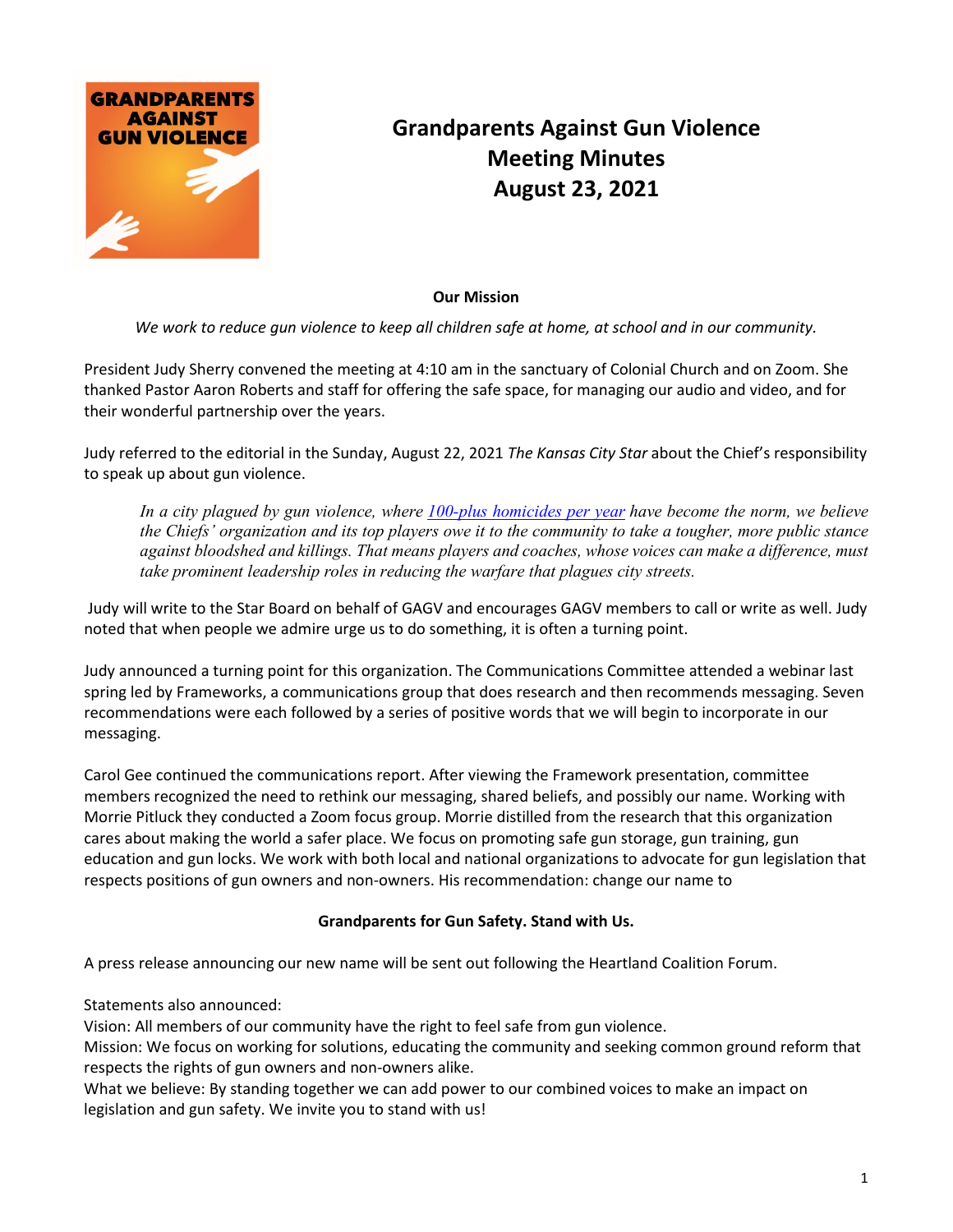# Grandparents Against Gun Violence
# Meeting Minutes
# August 23, 2021

**Our Mission**

*We work to reduce gun violence to keep all children safe at home, at school and in our community.*

President Judy Sherry convened the meeting at 4:10 am in the sanctuary of Colonial Church and on Zoom. She thanked Pastor Aaron Roberts and staff for offering the safe space, for managing our audio and video, and for their wonderful partnership over the years.

Judy referred to the editorial in the Sunday, August 22, 2021 *The Kansas City Star* about the Chief's responsibility to speak up about gun violence.

> *In a city plagued by gun violence, where [100-plus homicides per year](#) have become the norm, we believe the Chiefs' organization and its top players owe it to the community to take a tougher, more public stance against bloodshed and killings. That means players and coaches, whose voices can make a difference, must take prominent leadership roles in reducing the warfare that plagues city streets.*

Judy will write to the Star Board on behalf of GAGV and encourages GAGV members to call or write as well. Judy noted that when people we admire urge us to do something, it is often a turning point.

Judy announced a turning point for this organization. The Communications Committee attended a webinar last spring led by Frameworks, a communications group that does research and then recommends messaging. Seven recommendations were each followed by a series of positive words that we will begin to incorporate in our messaging.

Carol Gee continued the communications report. After viewing the Framework presentation, committee members recognized the need to rethink our messaging, shared beliefs, and possibly our name. Working with Morrie Pitluck they conducted a Zoom focus group. Morrie distilled from the research that this organization cares about making the world a safer place. We focus on promoting safe gun storage, gun training, gun education and gun locks. We work with both local and national organizations to advocate for gun legislation that respects positions of gun owners and non-owners. His recommendation: change our name to

**Grandparents for Gun Safety. Stand with Us.**

A press release announcing our new name will be sent out following the Heartland Coalition Forum.

Statements also announced:
Vision: All members of our community have the right to feel safe from gun violence.
Mission: We focus on working for solutions, educating the community and seeking common ground reform that respects the rights of gun owners and non-owners alike.
What we believe: By standing together we can add power to our combined voices to make an impact on legislation and gun safety. We invite you to stand with us!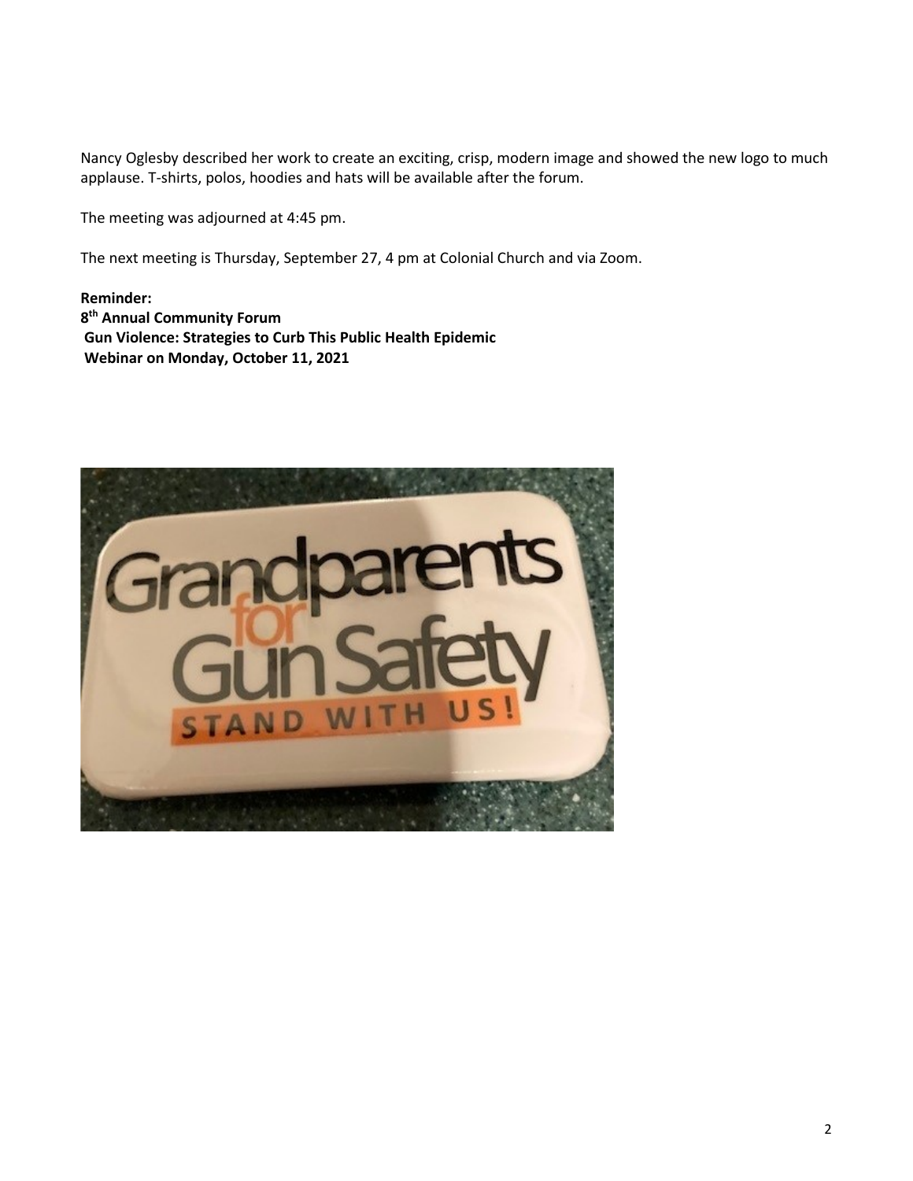Nancy Oglesby described her work to create an exciting, crisp, modern image and showed the new logo to much applause. T-shirts, polos, hoodies and hats will be available after the forum.

The meeting was adjourned at 4:45 pm.

The next meeting is Thursday, September 27, 4 pm at Colonial Church and via Zoom.

**Reminder:**
**8th Annual Community Forum**
**Gun Violence: Strategies to Curb This Public Health Epidemic**
**Webinar on Monday, October 11, 2021**